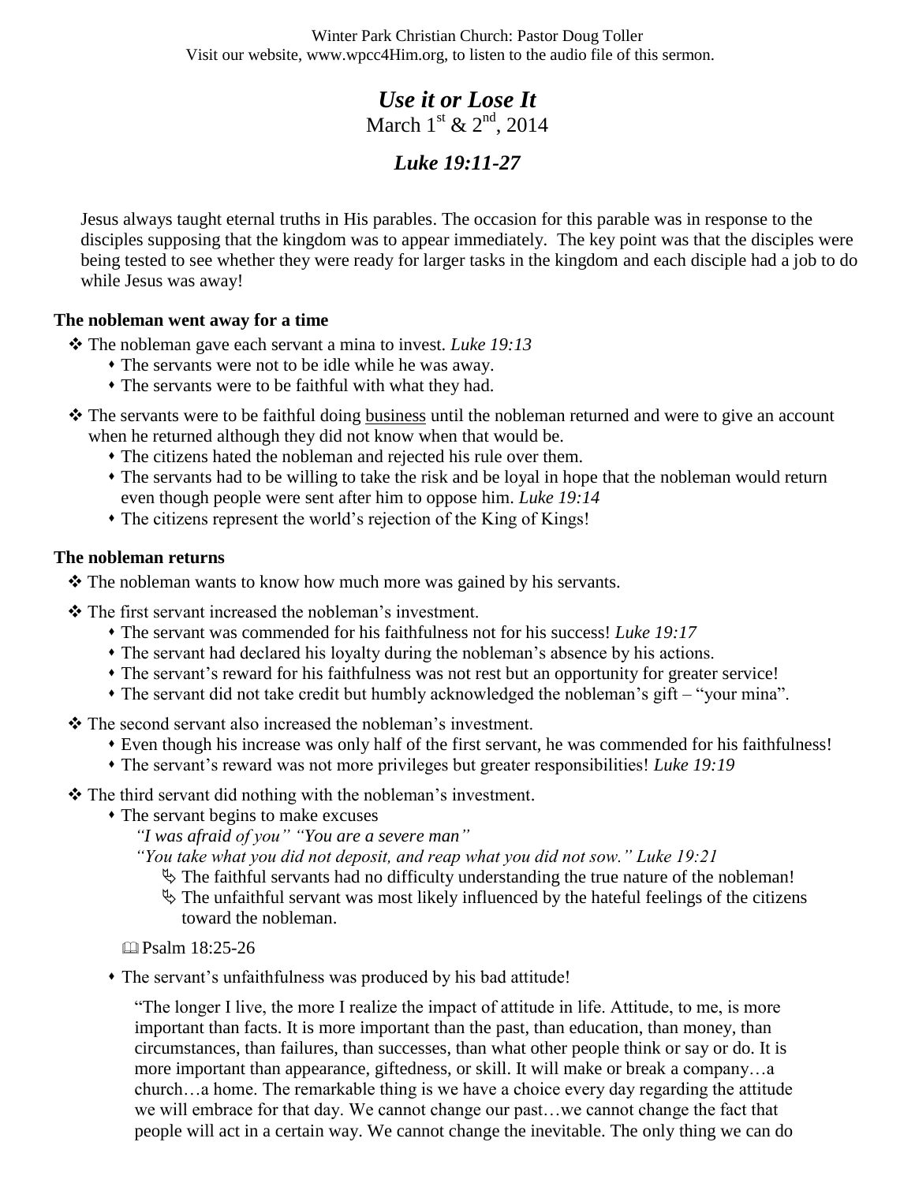Winter Park Christian Church: Pastor Doug Toller
Visit our website, www.wpcc4Him.org, to listen to the audio file of this sermon.

# *Use it or Lose It*

March 1st & 2nd, 2014

## *Luke 19:11-27*

Jesus always taught eternal truths in His parables. The occasion for this parable was in response to the disciples supposing that the kingdom was to appear immediately. The key point was that the disciples were being tested to see whether they were ready for larger tasks in the kingdom and each disciple had a job to do while Jesus was away!

**The nobleman went away for a time**

- The nobleman gave each servant a mina to invest. *Luke 19:13*
  - The servants were not to be idle while he was away.
  - The servants were to be faithful with what they had.
- The servants were to be faithful doing <u>business</u> until the nobleman returned and were to give an account when he returned although they did not know when that would be.
  - The citizens hated the nobleman and rejected his rule over them.
  - The servants had to be willing to take the risk and be loyal in hope that the nobleman would return even though people were sent after him to oppose him. *Luke 19:14*
  - The citizens represent the world's rejection of the King of Kings!

**The nobleman returns**

- The nobleman wants to know how much more was gained by his servants.
- The first servant increased the nobleman's investment.
  - The servant was commended for his faithfulness not for his success! *Luke 19:17*
  - The servant had declared his loyalty during the nobleman's absence by his actions.
  - The servant's reward for his faithfulness was not rest but an opportunity for greater service!
  - The servant did not take credit but humbly acknowledged the nobleman's gift – "your mina".
- The second servant also increased the nobleman's investment.
  - Even though his increase was only half of the first servant, he was commended for his faithfulness!
  - The servant's reward was not more privileges but greater responsibilities! *Luke 19:19*
- The third servant did nothing with the nobleman's investment.
  - The servant begins to make excuses
    *"I was afraid of you" "You are a severe man"*
    *"You take what you did not deposit, and reap what you did not sow." Luke 19:21*
    - The faithful servants had no difficulty understanding the true nature of the nobleman!
    - The unfaithful servant was most likely influenced by the hateful feelings of the citizens toward the nobleman.

  📖 Psalm 18:25-26

  - The servant's unfaithfulness was produced by his bad attitude!

    "The longer I live, the more I realize the impact of attitude in life. Attitude, to me, is more important than facts. It is more important than the past, than education, than money, than circumstances, than failures, than successes, than what other people think or say or do. It is more important than appearance, giftedness, or skill. It will make or break a company…a church…a home. The remarkable thing is we have a choice every day regarding the attitude we will embrace for that day. We cannot change our past…we cannot change the fact that people will act in a certain way. We cannot change the inevitable. The only thing we can do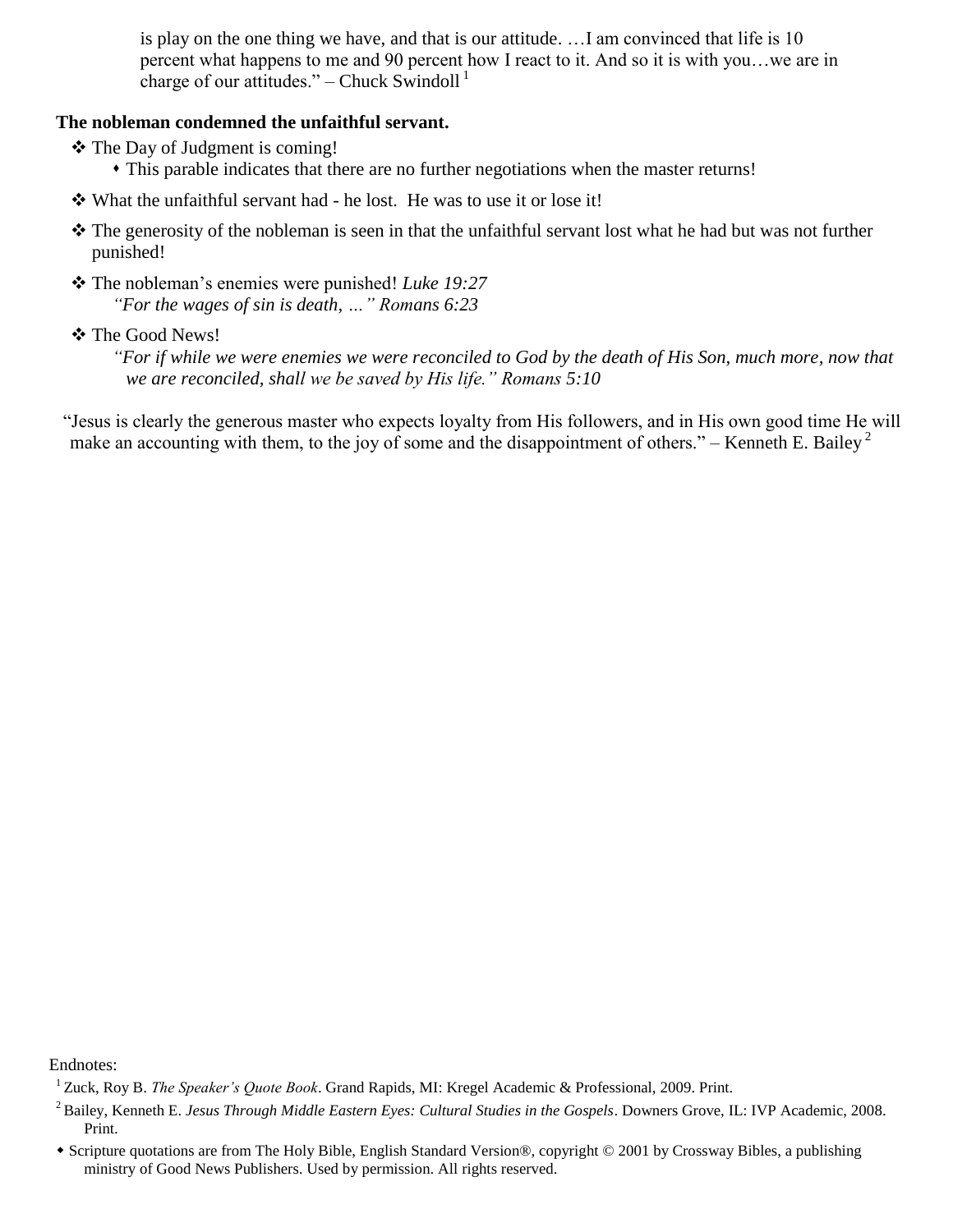is play on the one thing we have, and that is our attitude. …I am convinced that life is 10 percent what happens to me and 90 percent how I react to it. And so it is with you…we are in charge of our attitudes." – Chuck Swindoll [1]

**The nobleman condemned the unfaithful servant.**

- ❖ The Day of Judgment is coming!
  - This parable indicates that there are no further negotiations when the master returns!
- ❖ What the unfaithful servant had - he lost. He was to use it or lose it!
- ❖ The generosity of the nobleman is seen in that the unfaithful servant lost what he had but was not further punished!
- ❖ The nobleman's enemies were punished! *Luke 19:27*
  *"For the wages of sin is death, …" Romans 6:23*
- ❖ The Good News!
  *"For if while we were enemies we were reconciled to God by the death of His Son, much more, now that we are reconciled, shall we be saved by His life." Romans 5:10*

"Jesus is clearly the generous master who expects loyalty from His followers, and in His own good time He will make an accounting with them, to the joy of some and the disappointment of others." – Kenneth E. Bailey [2]

Endnotes:

[1] Zuck, Roy B. *The Speaker's Quote Book*. Grand Rapids, MI: Kregel Academic & Professional, 2009. Print.

[2] Bailey, Kenneth E. *Jesus Through Middle Eastern Eyes: Cultural Studies in the Gospels*. Downers Grove, IL: IVP Academic, 2008. Print.

- Scripture quotations are from The Holy Bible, English Standard Version®, copyright © 2001 by Crossway Bibles, a publishing ministry of Good News Publishers. Used by permission. All rights reserved.